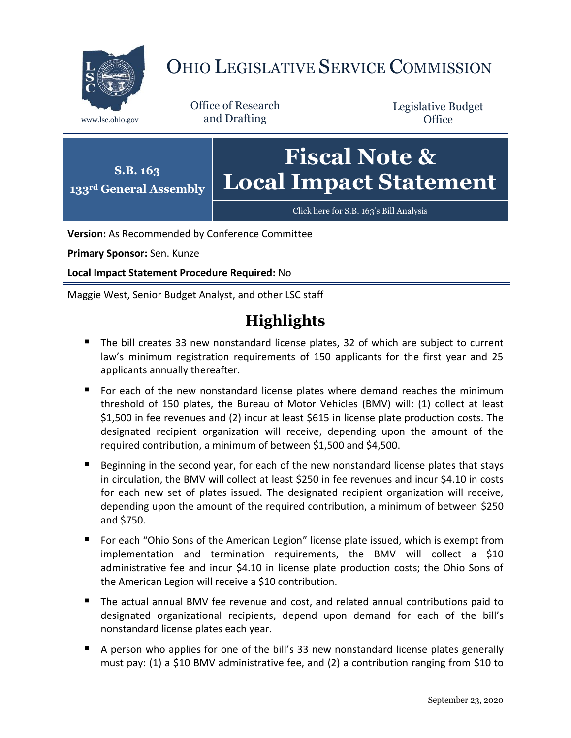# OHIO LEGISLATIVE SERVICE COMMISSION

www.lsc.ohio.gov

Office of Research and Drafting

Legislative Budget Office

**S.B. 163**
**133rd General Assembly**

# Fiscal Note & Local Impact Statement

Click here for S.B. 163's Bill Analysis

**Version:** As Recommended by Conference Committee

**Primary Sponsor:** Sen. Kunze

**Local Impact Statement Procedure Required:** No

Maggie West, Senior Budget Analyst, and other LSC staff

## Highlights

- The bill creates 33 new nonstandard license plates, 32 of which are subject to current law's minimum registration requirements of 150 applicants for the first year and 25 applicants annually thereafter.
- For each of the new nonstandard license plates where demand reaches the minimum threshold of 150 plates, the Bureau of Motor Vehicles (BMV) will: (1) collect at least $1,500 in fee revenues and (2) incur at least $615 in license plate production costs. The designated recipient organization will receive, depending upon the amount of the required contribution, a minimum of between $1,500 and $4,500.
- Beginning in the second year, for each of the new nonstandard license plates that stays in circulation, the BMV will collect at least $250 in fee revenues and incur $4.10 in costs for each new set of plates issued. The designated recipient organization will receive, depending upon the amount of the required contribution, a minimum of between $250 and $750.
- For each "Ohio Sons of the American Legion" license plate issued, which is exempt from implementation and termination requirements, the BMV will collect a $10 administrative fee and incur $4.10 in license plate production costs; the Ohio Sons of the American Legion will receive a $10 contribution.
- The actual annual BMV fee revenue and cost, and related annual contributions paid to designated organizational recipients, depend upon demand for each of the bill's nonstandard license plates each year.
- A person who applies for one of the bill's 33 new nonstandard license plates generally must pay: (1) a $10 BMV administrative fee, and (2) a contribution ranging from $10 to

September 23, 2020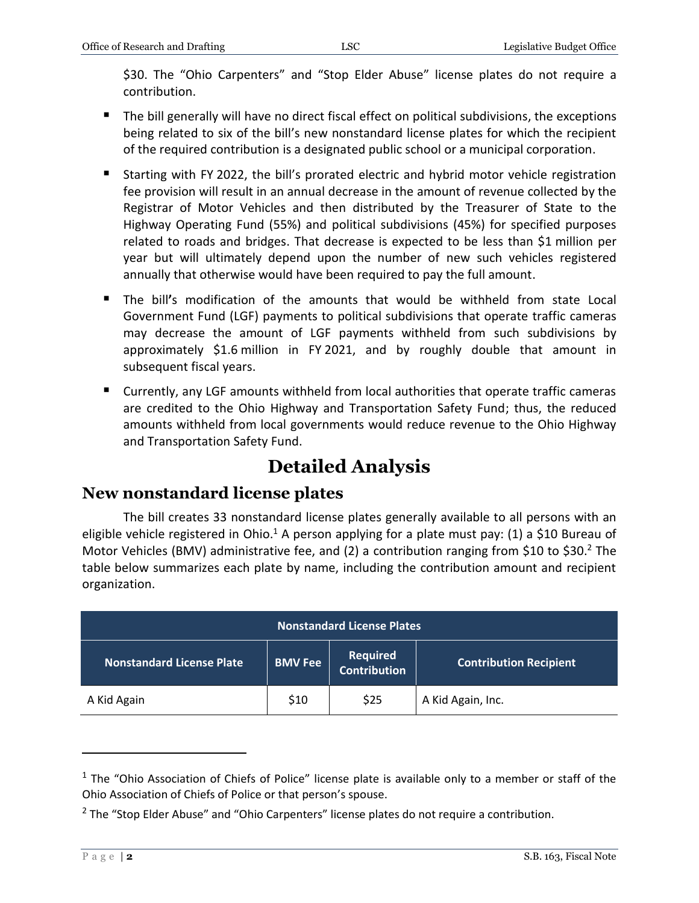$30. The "Ohio Carpenters" and "Stop Elder Abuse" license plates do not require a contribution.

- The bill generally will have no direct fiscal effect on political subdivisions, the exceptions being related to six of the bill's new nonstandard license plates for which the recipient of the required contribution is a designated public school or a municipal corporation.
- Starting with FY 2022, the bill's prorated electric and hybrid motor vehicle registration fee provision will result in an annual decrease in the amount of revenue collected by the Registrar of Motor Vehicles and then distributed by the Treasurer of State to the Highway Operating Fund (55%) and political subdivisions (45%) for specified purposes related to roads and bridges. That decrease is expected to be less than $1 million per year but will ultimately depend upon the number of new such vehicles registered annually that otherwise would have been required to pay the full amount.
- The bill's modification of the amounts that would be withheld from state Local Government Fund (LGF) payments to political subdivisions that operate traffic cameras may decrease the amount of LGF payments withheld from such subdivisions by approximately $1.6 million in FY 2021, and by roughly double that amount in subsequent fiscal years.
- Currently, any LGF amounts withheld from local authorities that operate traffic cameras are credited to the Ohio Highway and Transportation Safety Fund; thus, the reduced amounts withheld from local governments would reduce revenue to the Ohio Highway and Transportation Safety Fund.

# Detailed Analysis

## New nonstandard license plates

The bill creates 33 nonstandard license plates generally available to all persons with an eligible vehicle registered in Ohio.[1] A person applying for a plate must pay: (1) a $10 Bureau of Motor Vehicles (BMV) administrative fee, and (2) a contribution ranging from $10 to $30.[2] The table below summarizes each plate by name, including the contribution amount and recipient organization.

| Nonstandard License Plates | | | |
|---|---|---|---|
| Nonstandard License Plate | BMV Fee | Required Contribution | Contribution Recipient |
| A Kid Again | $10 | $25 | A Kid Again, Inc. |

[1] The "Ohio Association of Chiefs of Police" license plate is available only to a member or staff of the Ohio Association of Chiefs of Police or that person's spouse.

[2] The "Stop Elder Abuse" and "Ohio Carpenters" license plates do not require a contribution.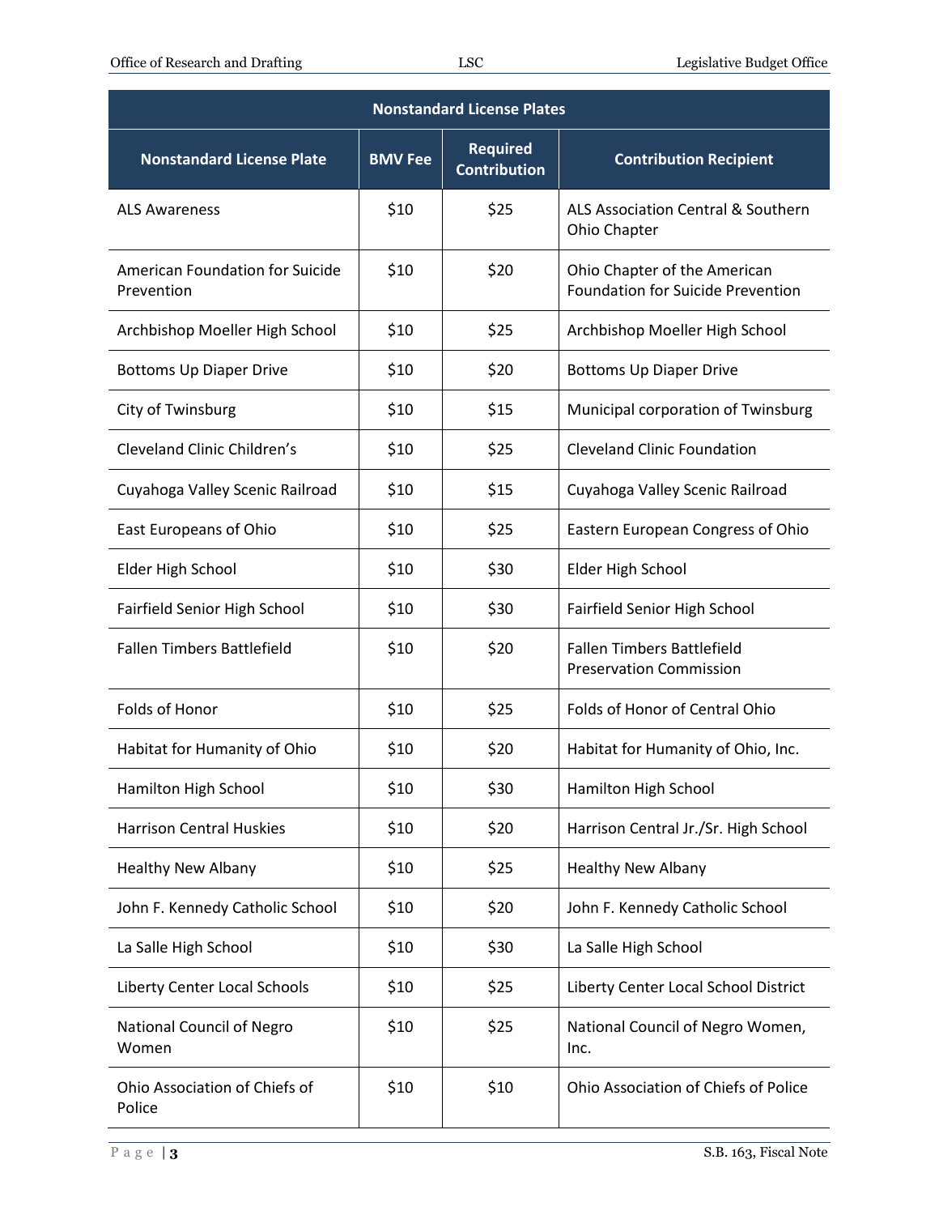| Nonstandard License Plates | | | |
|---|---|---|---|
| **Nonstandard License Plate** | **BMV Fee** | **Required Contribution** | **Contribution Recipient** |
| ALS Awareness | $10 | $25 | ALS Association Central & Southern Ohio Chapter |
| American Foundation for Suicide Prevention | $10 | $20 | Ohio Chapter of the American Foundation for Suicide Prevention |
| Archbishop Moeller High School | $10 | $25 | Archbishop Moeller High School |
| Bottoms Up Diaper Drive | $10 | $20 | Bottoms Up Diaper Drive |
| City of Twinsburg | $10 | $15 | Municipal corporation of Twinsburg |
| Cleveland Clinic Children's | $10 | $25 | Cleveland Clinic Foundation |
| Cuyahoga Valley Scenic Railroad | $10 | $15 | Cuyahoga Valley Scenic Railroad |
| East Europeans of Ohio | $10 | $25 | Eastern European Congress of Ohio |
| Elder High School | $10 | $30 | Elder High School |
| Fairfield Senior High School | $10 | $30 | Fairfield Senior High School |
| Fallen Timbers Battlefield | $10 | $20 | Fallen Timbers Battlefield Preservation Commission |
| Folds of Honor | $10 | $25 | Folds of Honor of Central Ohio |
| Habitat for Humanity of Ohio | $10 | $20 | Habitat for Humanity of Ohio, Inc. |
| Hamilton High School | $10 | $30 | Hamilton High School |
| Harrison Central Huskies | $10 | $20 | Harrison Central Jr./Sr. High School |
| Healthy New Albany | $10 | $25 | Healthy New Albany |
| John F. Kennedy Catholic School | $10 | $20 | John F. Kennedy Catholic School |
| La Salle High School | $10 | $30 | La Salle High School |
| Liberty Center Local Schools | $10 | $25 | Liberty Center Local School District |
| National Council of Negro Women | $10 | $25 | National Council of Negro Women, Inc. |
| Ohio Association of Chiefs of Police | $10 | $10 | Ohio Association of Chiefs of Police |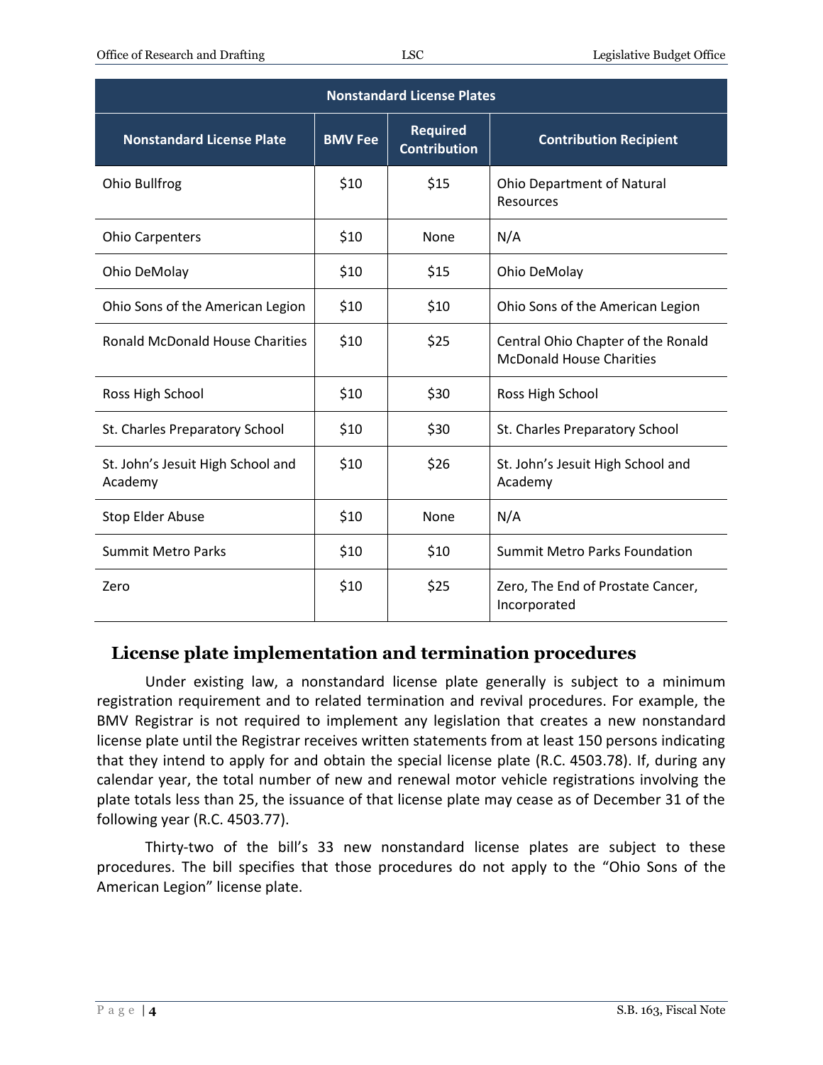| Nonstandard License Plates | | | |
|---|---|---|---|
| **Nonstandard License Plate** | **BMV Fee** | **Required Contribution** | **Contribution Recipient** |
| Ohio Bullfrog | $10 | $15 | Ohio Department of Natural Resources |
| Ohio Carpenters | $10 | None | N/A |
| Ohio DeMolay | $10 | $15 | Ohio DeMolay |
| Ohio Sons of the American Legion | $10 | $10 | Ohio Sons of the American Legion |
| Ronald McDonald House Charities | $10 | $25 | Central Ohio Chapter of the Ronald McDonald House Charities |
| Ross High School | $10 | $30 | Ross High School |
| St. Charles Preparatory School | $10 | $30 | St. Charles Preparatory School |
| St. John's Jesuit High School and Academy | $10 | $26 | St. John's Jesuit High School and Academy |
| Stop Elder Abuse | $10 | None | N/A |
| Summit Metro Parks | $10 | $10 | Summit Metro Parks Foundation |
| Zero | $10 | $25 | Zero, The End of Prostate Cancer, Incorporated |

## License plate implementation and termination procedures

Under existing law, a nonstandard license plate generally is subject to a minimum registration requirement and to related termination and revival procedures. For example, the BMV Registrar is not required to implement any legislation that creates a new nonstandard license plate until the Registrar receives written statements from at least 150 persons indicating that they intend to apply for and obtain the special license plate (R.C. 4503.78). If, during any calendar year, the total number of new and renewal motor vehicle registrations involving the plate totals less than 25, the issuance of that license plate may cease as of December 31 of the following year (R.C. 4503.77).

Thirty-two of the bill's 33 new nonstandard license plates are subject to these procedures. The bill specifies that those procedures do not apply to the "Ohio Sons of the American Legion" license plate.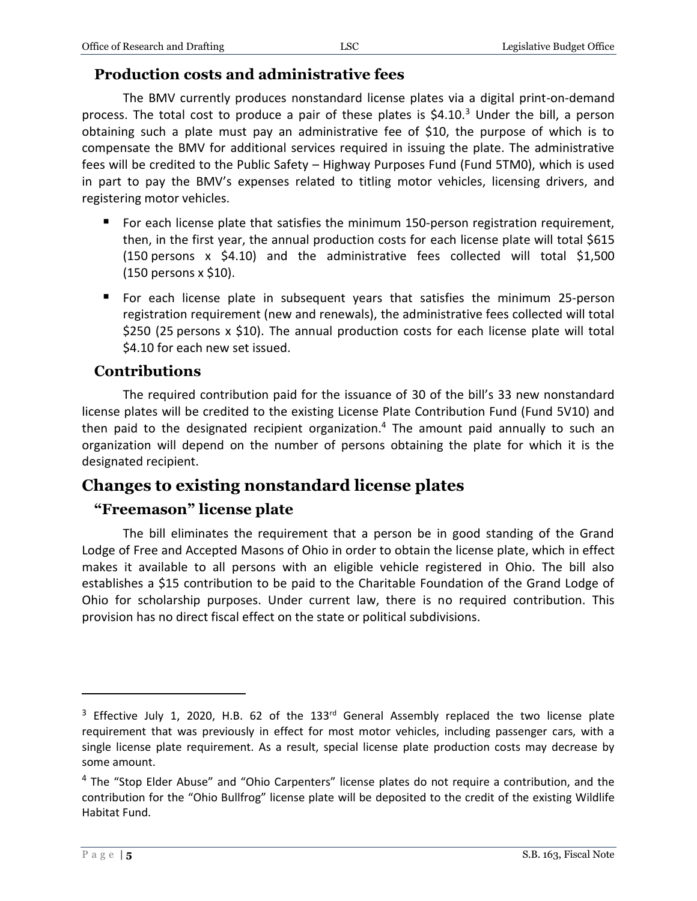### Production costs and administrative fees

The BMV currently produces nonstandard license plates via a digital print-on-demand process. The total cost to produce a pair of these plates is $4.10.[3] Under the bill, a person obtaining such a plate must pay an administrative fee of $10, the purpose of which is to compensate the BMV for additional services required in issuing the plate. The administrative fees will be credited to the Public Safety – Highway Purposes Fund (Fund 5TM0), which is used in part to pay the BMV's expenses related to titling motor vehicles, licensing drivers, and registering motor vehicles.

- For each license plate that satisfies the minimum 150-person registration requirement, then, in the first year, the annual production costs for each license plate will total $615 (150 persons x $4.10) and the administrative fees collected will total $1,500 (150 persons x $10).
- For each license plate in subsequent years that satisfies the minimum 25-person registration requirement (new and renewals), the administrative fees collected will total $250 (25 persons x $10). The annual production costs for each license plate will total $4.10 for each new set issued.

### Contributions

The required contribution paid for the issuance of 30 of the bill's 33 new nonstandard license plates will be credited to the existing License Plate Contribution Fund (Fund 5V10) and then paid to the designated recipient organization.[4] The amount paid annually to such an organization will depend on the number of persons obtaining the plate for which it is the designated recipient.

## Changes to existing nonstandard license plates

### "Freemason" license plate

The bill eliminates the requirement that a person be in good standing of the Grand Lodge of Free and Accepted Masons of Ohio in order to obtain the license plate, which in effect makes it available to all persons with an eligible vehicle registered in Ohio. The bill also establishes a $15 contribution to be paid to the Charitable Foundation of the Grand Lodge of Ohio for scholarship purposes. Under current law, there is no required contribution. This provision has no direct fiscal effect on the state or political subdivisions.

---

[3] Effective July 1, 2020, H.B. 62 of the 133rd General Assembly replaced the two license plate requirement that was previously in effect for most motor vehicles, including passenger cars, with a single license plate requirement. As a result, special license plate production costs may decrease by some amount.

[4] The "Stop Elder Abuse" and "Ohio Carpenters" license plates do not require a contribution, and the contribution for the "Ohio Bullfrog" license plate will be deposited to the credit of the existing Wildlife Habitat Fund.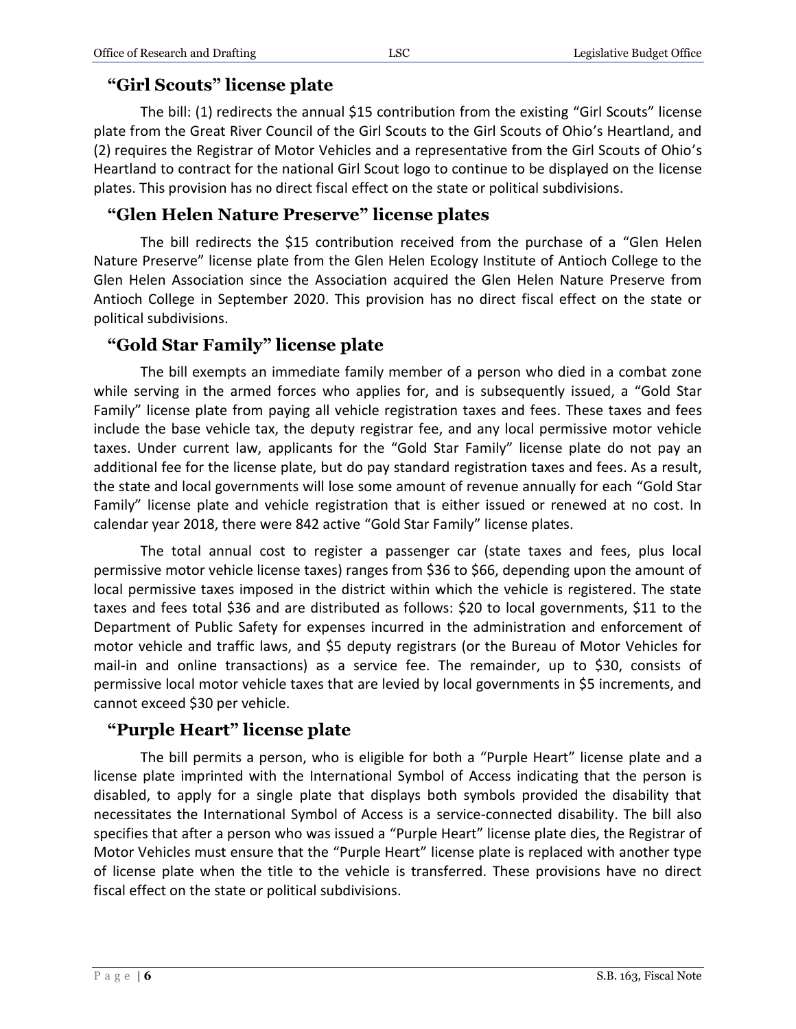## “Girl Scouts” license plate

The bill: (1) redirects the annual $15 contribution from the existing “Girl Scouts” license plate from the Great River Council of the Girl Scouts to the Girl Scouts of Ohio’s Heartland, and (2) requires the Registrar of Motor Vehicles and a representative from the Girl Scouts of Ohio’s Heartland to contract for the national Girl Scout logo to continue to be displayed on the license plates. This provision has no direct fiscal effect on the state or political subdivisions.

## “Glen Helen Nature Preserve” license plates

The bill redirects the $15 contribution received from the purchase of a “Glen Helen Nature Preserve” license plate from the Glen Helen Ecology Institute of Antioch College to the Glen Helen Association since the Association acquired the Glen Helen Nature Preserve from Antioch College in September 2020. This provision has no direct fiscal effect on the state or political subdivisions.

## “Gold Star Family” license plate

The bill exempts an immediate family member of a person who died in a combat zone while serving in the armed forces who applies for, and is subsequently issued, a “Gold Star Family” license plate from paying all vehicle registration taxes and fees. These taxes and fees include the base vehicle tax, the deputy registrar fee, and any local permissive motor vehicle taxes. Under current law, applicants for the “Gold Star Family” license plate do not pay an additional fee for the license plate, but do pay standard registration taxes and fees. As a result, the state and local governments will lose some amount of revenue annually for each “Gold Star Family” license plate and vehicle registration that is either issued or renewed at no cost. In calendar year 2018, there were 842 active “Gold Star Family” license plates.

The total annual cost to register a passenger car (state taxes and fees, plus local permissive motor vehicle license taxes) ranges from $36 to $66, depending upon the amount of local permissive taxes imposed in the district within which the vehicle is registered. The state taxes and fees total $36 and are distributed as follows: $20 to local governments, $11 to the Department of Public Safety for expenses incurred in the administration and enforcement of motor vehicle and traffic laws, and $5 deputy registrars (or the Bureau of Motor Vehicles for mail-in and online transactions) as a service fee. The remainder, up to $30, consists of permissive local motor vehicle taxes that are levied by local governments in $5 increments, and cannot exceed $30 per vehicle.

## “Purple Heart” license plate

The bill permits a person, who is eligible for both a “Purple Heart” license plate and a license plate imprinted with the International Symbol of Access indicating that the person is disabled, to apply for a single plate that displays both symbols provided the disability that necessitates the International Symbol of Access is a service-connected disability. The bill also specifies that after a person who was issued a “Purple Heart” license plate dies, the Registrar of Motor Vehicles must ensure that the “Purple Heart” license plate is replaced with another type of license plate when the title to the vehicle is transferred. These provisions have no direct fiscal effect on the state or political subdivisions.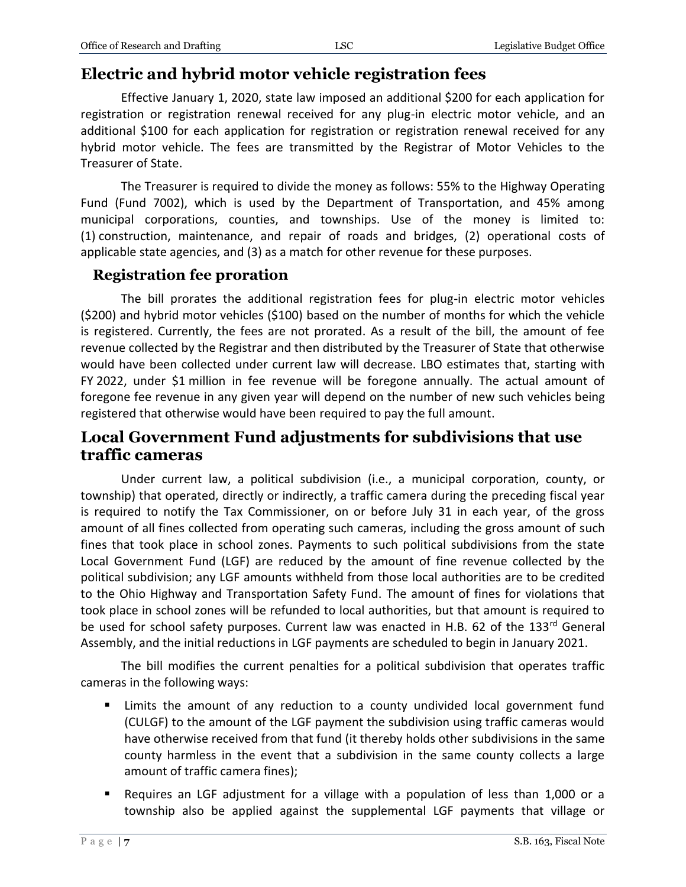## Electric and hybrid motor vehicle registration fees

Effective January 1, 2020, state law imposed an additional $200 for each application for registration or registration renewal received for any plug-in electric motor vehicle, and an additional $100 for each application for registration or registration renewal received for any hybrid motor vehicle. The fees are transmitted by the Registrar of Motor Vehicles to the Treasurer of State.

The Treasurer is required to divide the money as follows: 55% to the Highway Operating Fund (Fund 7002), which is used by the Department of Transportation, and 45% among municipal corporations, counties, and townships. Use of the money is limited to: (1) construction, maintenance, and repair of roads and bridges, (2) operational costs of applicable state agencies, and (3) as a match for other revenue for these purposes.

### Registration fee proration

The bill prorates the additional registration fees for plug-in electric motor vehicles ($200) and hybrid motor vehicles ($100) based on the number of months for which the vehicle is registered. Currently, the fees are not prorated. As a result of the bill, the amount of fee revenue collected by the Registrar and then distributed by the Treasurer of State that otherwise would have been collected under current law will decrease. LBO estimates that, starting with FY 2022, under $1 million in fee revenue will be foregone annually. The actual amount of foregone fee revenue in any given year will depend on the number of new such vehicles being registered that otherwise would have been required to pay the full amount.

## Local Government Fund adjustments for subdivisions that use traffic cameras

Under current law, a political subdivision (i.e., a municipal corporation, county, or township) that operated, directly or indirectly, a traffic camera during the preceding fiscal year is required to notify the Tax Commissioner, on or before July 31 in each year, of the gross amount of all fines collected from operating such cameras, including the gross amount of such fines that took place in school zones. Payments to such political subdivisions from the state Local Government Fund (LGF) are reduced by the amount of fine revenue collected by the political subdivision; any LGF amounts withheld from those local authorities are to be credited to the Ohio Highway and Transportation Safety Fund. The amount of fines for violations that took place in school zones will be refunded to local authorities, but that amount is required to be used for school safety purposes. Current law was enacted in H.B. 62 of the 133rd General Assembly, and the initial reductions in LGF payments are scheduled to begin in January 2021.

The bill modifies the current penalties for a political subdivision that operates traffic cameras in the following ways:

- Limits the amount of any reduction to a county undivided local government fund (CULGF) to the amount of the LGF payment the subdivision using traffic cameras would have otherwise received from that fund (it thereby holds other subdivisions in the same county harmless in the event that a subdivision in the same county collects a large amount of traffic camera fines);
- Requires an LGF adjustment for a village with a population of less than 1,000 or a township also be applied against the supplemental LGF payments that village or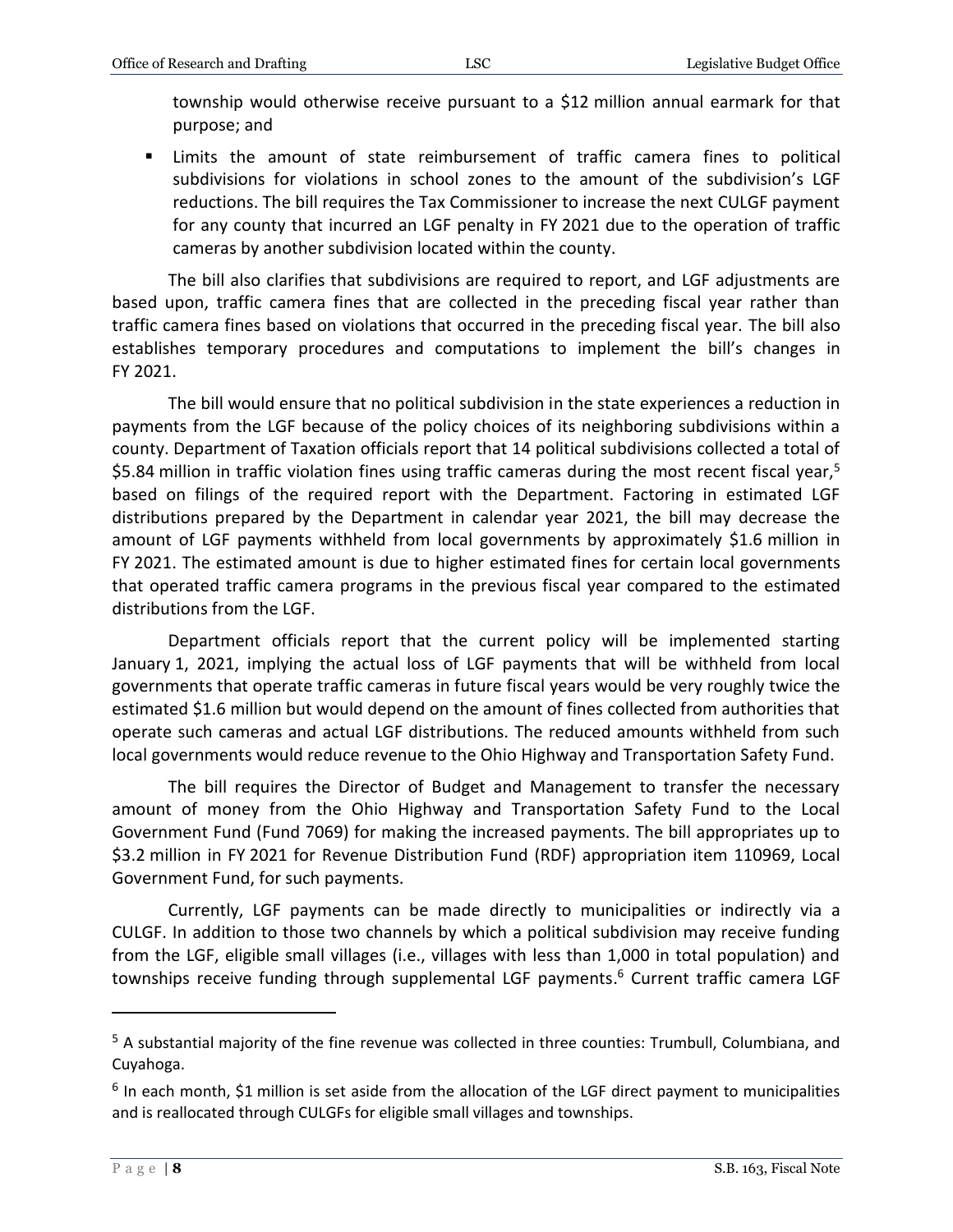township would otherwise receive pursuant to a $12 million annual earmark for that purpose; and

- Limits the amount of state reimbursement of traffic camera fines to political subdivisions for violations in school zones to the amount of the subdivision's LGF reductions. The bill requires the Tax Commissioner to increase the next CULGF payment for any county that incurred an LGF penalty in FY 2021 due to the operation of traffic cameras by another subdivision located within the county.

The bill also clarifies that subdivisions are required to report, and LGF adjustments are based upon, traffic camera fines that are collected in the preceding fiscal year rather than traffic camera fines based on violations that occurred in the preceding fiscal year. The bill also establishes temporary procedures and computations to implement the bill's changes in FY 2021.

The bill would ensure that no political subdivision in the state experiences a reduction in payments from the LGF because of the policy choices of its neighboring subdivisions within a county. Department of Taxation officials report that 14 political subdivisions collected a total of $5.84 million in traffic violation fines using traffic cameras during the most recent fiscal year,[5] based on filings of the required report with the Department. Factoring in estimated LGF distributions prepared by the Department in calendar year 2021, the bill may decrease the amount of LGF payments withheld from local governments by approximately $1.6 million in FY 2021. The estimated amount is due to higher estimated fines for certain local governments that operated traffic camera programs in the previous fiscal year compared to the estimated distributions from the LGF.

Department officials report that the current policy will be implemented starting January 1, 2021, implying the actual loss of LGF payments that will be withheld from local governments that operate traffic cameras in future fiscal years would be very roughly twice the estimated $1.6 million but would depend on the amount of fines collected from authorities that operate such cameras and actual LGF distributions. The reduced amounts withheld from such local governments would reduce revenue to the Ohio Highway and Transportation Safety Fund.

The bill requires the Director of Budget and Management to transfer the necessary amount of money from the Ohio Highway and Transportation Safety Fund to the Local Government Fund (Fund 7069) for making the increased payments. The bill appropriates up to $3.2 million in FY 2021 for Revenue Distribution Fund (RDF) appropriation item 110969, Local Government Fund, for such payments.

Currently, LGF payments can be made directly to municipalities or indirectly via a CULGF. In addition to those two channels by which a political subdivision may receive funding from the LGF, eligible small villages (i.e., villages with less than 1,000 in total population) and townships receive funding through supplemental LGF payments.[6] Current traffic camera LGF

---

[5] A substantial majority of the fine revenue was collected in three counties: Trumbull, Columbiana, and Cuyahoga.

[6] In each month, $1 million is set aside from the allocation of the LGF direct payment to municipalities and is reallocated through CULGFs for eligible small villages and townships.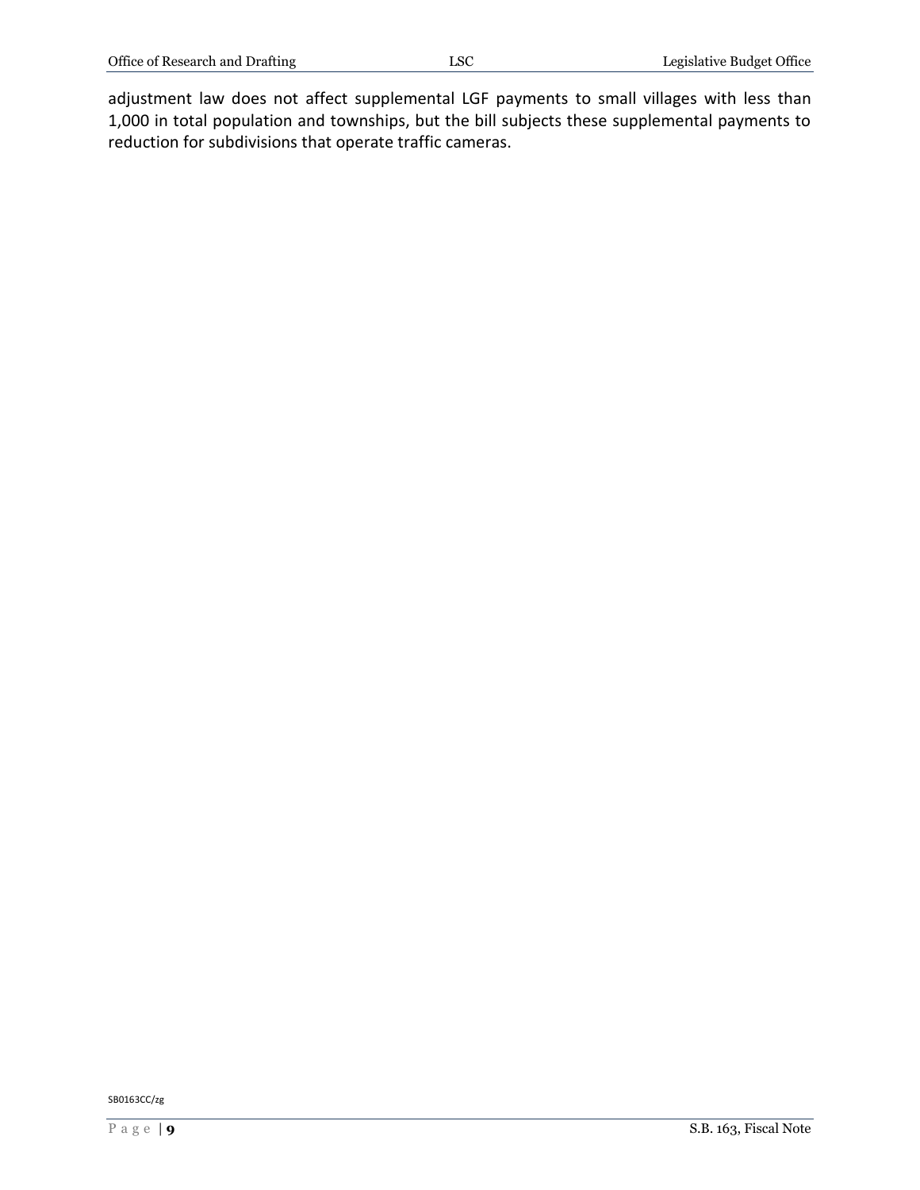adjustment law does not affect supplemental LGF payments to small villages with less than 1,000 in total population and townships, but the bill subjects these supplemental payments to reduction for subdivisions that operate traffic cameras.

SB0163CC/zg